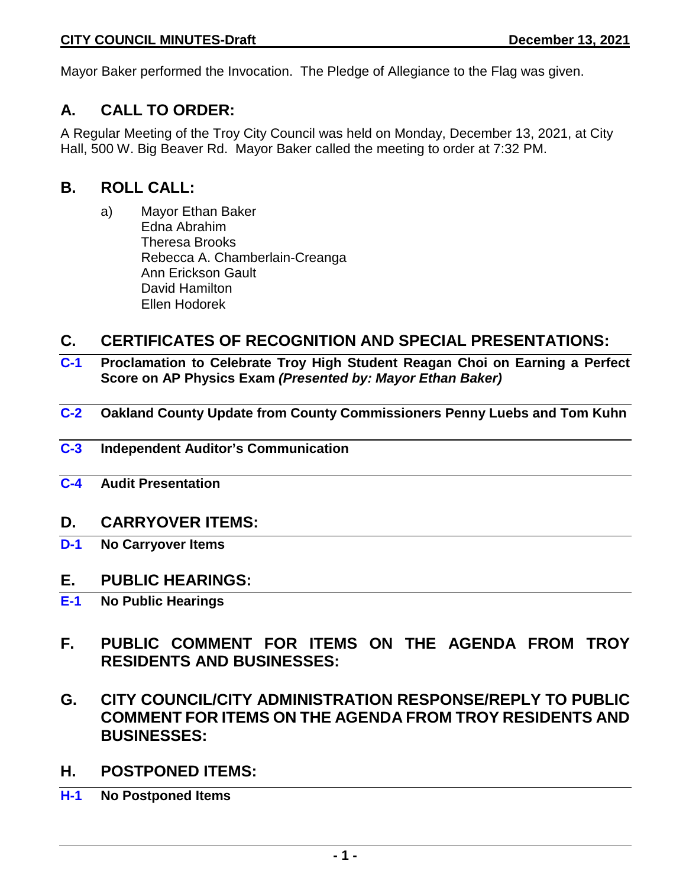Mayor Baker performed the Invocation. The Pledge of Allegiance to the Flag was given.

## A. CALL TO ORDER:

A Regular Meeting of the Troy City Council was held on Monday, December 13, 2021, at City Hall, 500 W. Big Beaver Rd. Mayor Baker called the meeting to order at 7:32 PM.

## B. ROLL CALL:

a) Mayor Ethan Baker
   Edna Abrahim
   Theresa Brooks
   Rebecca A. Chamberlain-Creanga
   Ann Erickson Gault
   David Hamilton
   Ellen Hodorek

## C. CERTIFICATES OF RECOGNITION AND SPECIAL PRESENTATIONS:

**C-1 Proclamation to Celebrate Troy High Student Reagan Choi on Earning a Perfect Score on AP Physics Exam *(Presented by: Mayor Ethan Baker)***

**C-2 Oakland County Update from County Commissioners Penny Luebs and Tom Kuhn**

**C-3 Independent Auditor's Communication**

**C-4 Audit Presentation**

## D. CARRYOVER ITEMS:

**D-1 No Carryover Items**

## E. PUBLIC HEARINGS:

**E-1 No Public Hearings**

## F. PUBLIC COMMENT FOR ITEMS ON THE AGENDA FROM TROY RESIDENTS AND BUSINESSES:

## G. CITY COUNCIL/CITY ADMINISTRATION RESPONSE/REPLY TO PUBLIC COMMENT FOR ITEMS ON THE AGENDA FROM TROY RESIDENTS AND BUSINESSES:

## H. POSTPONED ITEMS:

**H-1 No Postponed Items**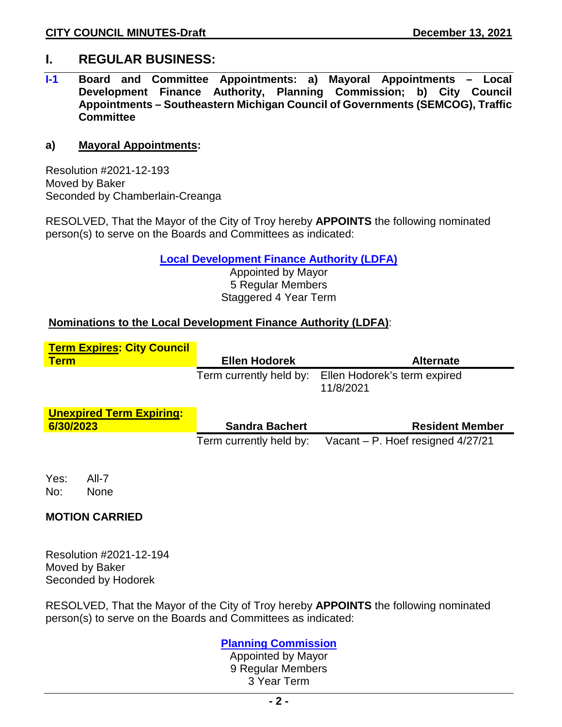# I. REGULAR BUSINESS:

**I-1 Board and Committee Appointments: a) Mayoral Appointments – Local Development Finance Authority, Planning Commission; b) City Council Appointments – Southeastern Michigan Council of Governments (SEMCOG), Traffic Committee**

**a) Mayoral Appointments:**

Resolution #2021-12-193
Moved by Baker
Seconded by Chamberlain-Creanga

RESOLVED, That the Mayor of the City of Troy hereby **APPOINTS** the following nominated person(s) to serve on the Boards and Committees as indicated:

**Local Development Finance Authority (LDFA)**
Appointed by Mayor
5 Regular Members
Staggered 4 Year Term

**Nominations to the Local Development Finance Authority (LDFA)**:

| | | |
|---|---|---|
| **Term Expires: City Council Term** | **Ellen Hodorek** | **Alternate** |
| | Term currently held by: | Ellen Hodorek's term expired 11/8/2021 |
| **Unexpired Term Expiring: 6/30/2023** | **Sandra Bachert** | **Resident Member** |
| | Term currently held by: | Vacant – P. Hoef resigned 4/27/21 |

Yes: All-7
No: None

**MOTION CARRIED**

Resolution #2021-12-194
Moved by Baker
Seconded by Hodorek

RESOLVED, That the Mayor of the City of Troy hereby **APPOINTS** the following nominated person(s) to serve on the Boards and Committees as indicated:

**Planning Commission**
Appointed by Mayor
9 Regular Members
3 Year Term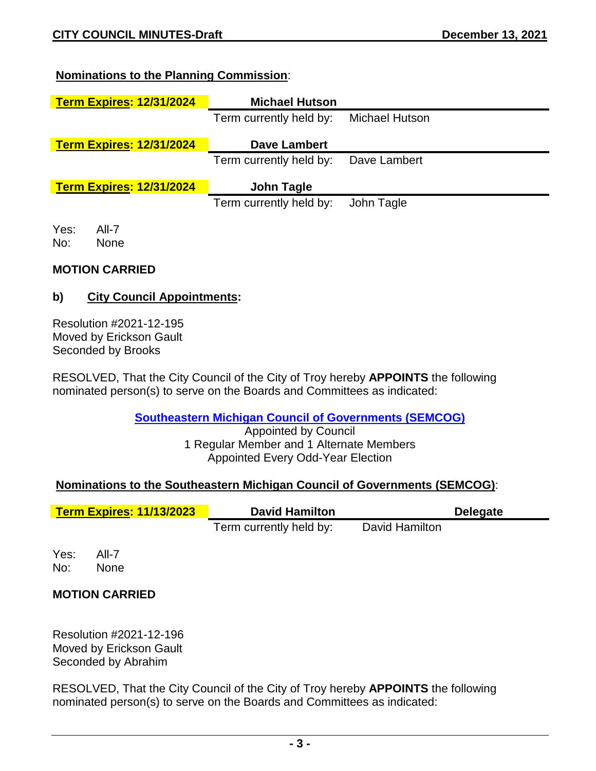**Nominations to the Planning Commission**:

| Term Expires: 12/31/2024 | **Michael Hutson** | |
|---|---|---|
| | Term currently held by: | Michael Hutson |
| **Term Expires: 12/31/2024** | **Dave Lambert** | |
| | Term currently held by: | Dave Lambert |
| **Term Expires: 12/31/2024** | **John Tagle** | |
| | Term currently held by: | John Tagle |

Yes: All-7
No: None

**MOTION CARRIED**

**b) City Council Appointments:**

Resolution #2021-12-195
Moved by Erickson Gault
Seconded by Brooks

RESOLVED, That the City Council of the City of Troy hereby **APPOINTS** the following nominated person(s) to serve on the Boards and Committees as indicated:

**Southeastern Michigan Council of Governments (SEMCOG)**
Appointed by Council
1 Regular Member and 1 Alternate Members
Appointed Every Odd-Year Election

**Nominations to the Southeastern Michigan Council of Governments (SEMCOG)**:

| Term Expires: 11/13/2023 | **David Hamilton** | **Delegate** |
|---|---|---|
| | Term currently held by: | David Hamilton |

Yes: All-7
No: None

**MOTION CARRIED**

Resolution #2021-12-196
Moved by Erickson Gault
Seconded by Abrahim

RESOLVED, That the City Council of the City of Troy hereby **APPOINTS** the following nominated person(s) to serve on the Boards and Committees as indicated: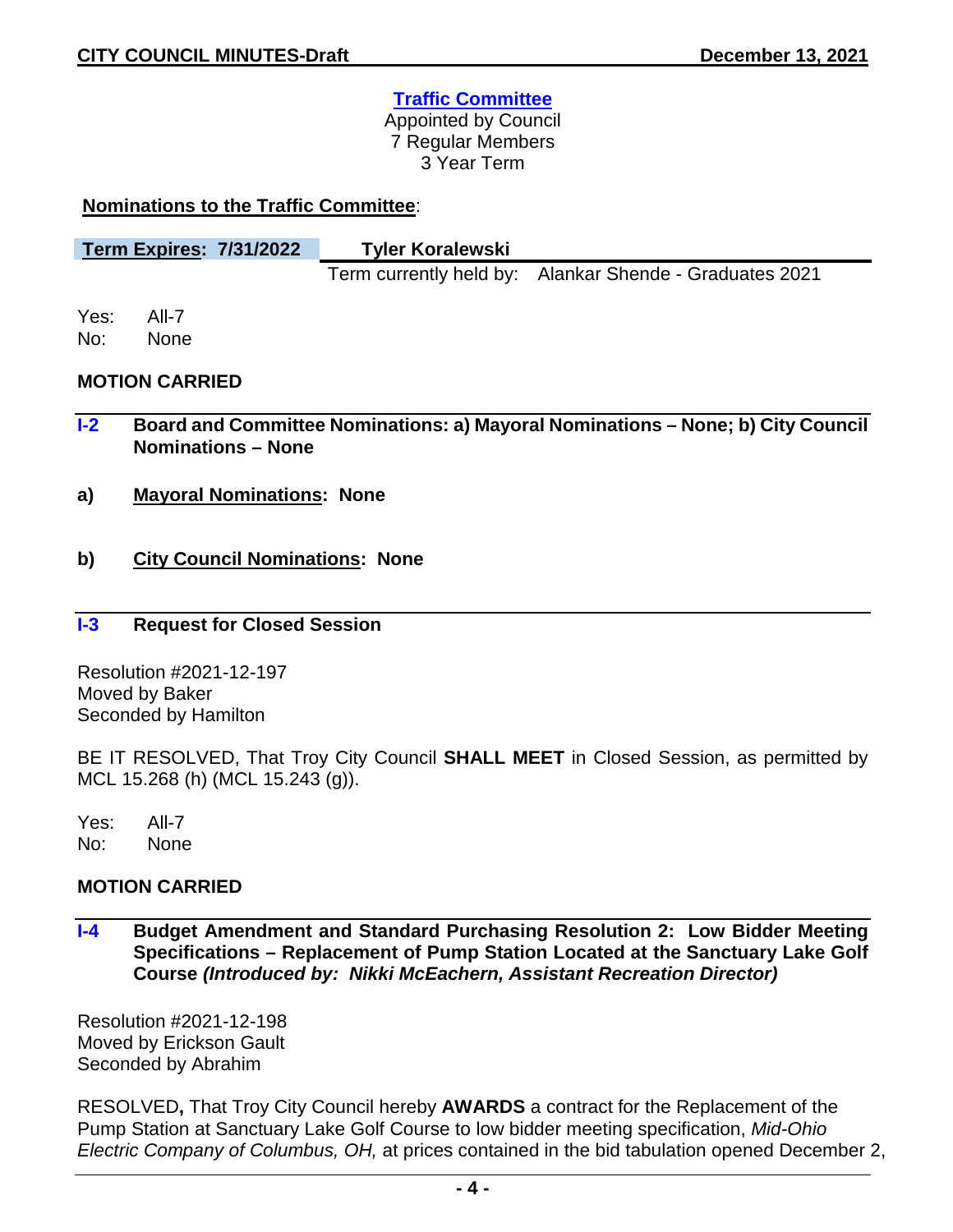**Traffic Committee**
Appointed by Council
7 Regular Members
3 Year Term

**Nominations to the Traffic Committee**:

| **Term Expires: 7/31/2022** | **Tyler Koralewski** |
|---|---|
| | Term currently held by: Alankar Shende - Graduates 2021 |

Yes: All-7
No: None

**MOTION CARRIED**

## I-2 Board and Committee Nominations: a) Mayoral Nominations – None; b) City Council Nominations – None

**a) Mayoral Nominations: None**

**b) City Council Nominations: None**

## I-3 Request for Closed Session

Resolution #2021-12-197
Moved by Baker
Seconded by Hamilton

BE IT RESOLVED, That Troy City Council **SHALL MEET** in Closed Session, as permitted by MCL 15.268 (h) (MCL 15.243 (g)).

Yes: All-7
No: None

**MOTION CARRIED**

## I-4 Budget Amendment and Standard Purchasing Resolution 2: Low Bidder Meeting Specifications – Replacement of Pump Station Located at the Sanctuary Lake Golf Course *(Introduced by: Nikki McEachern, Assistant Recreation Director)*

Resolution #2021-12-198
Moved by Erickson Gault
Seconded by Abrahim

RESOLVED**,** That Troy City Council hereby **AWARDS** a contract for the Replacement of the Pump Station at Sanctuary Lake Golf Course to low bidder meeting specification, *Mid-Ohio Electric Company of Columbus, OH,* at prices contained in the bid tabulation opened December 2,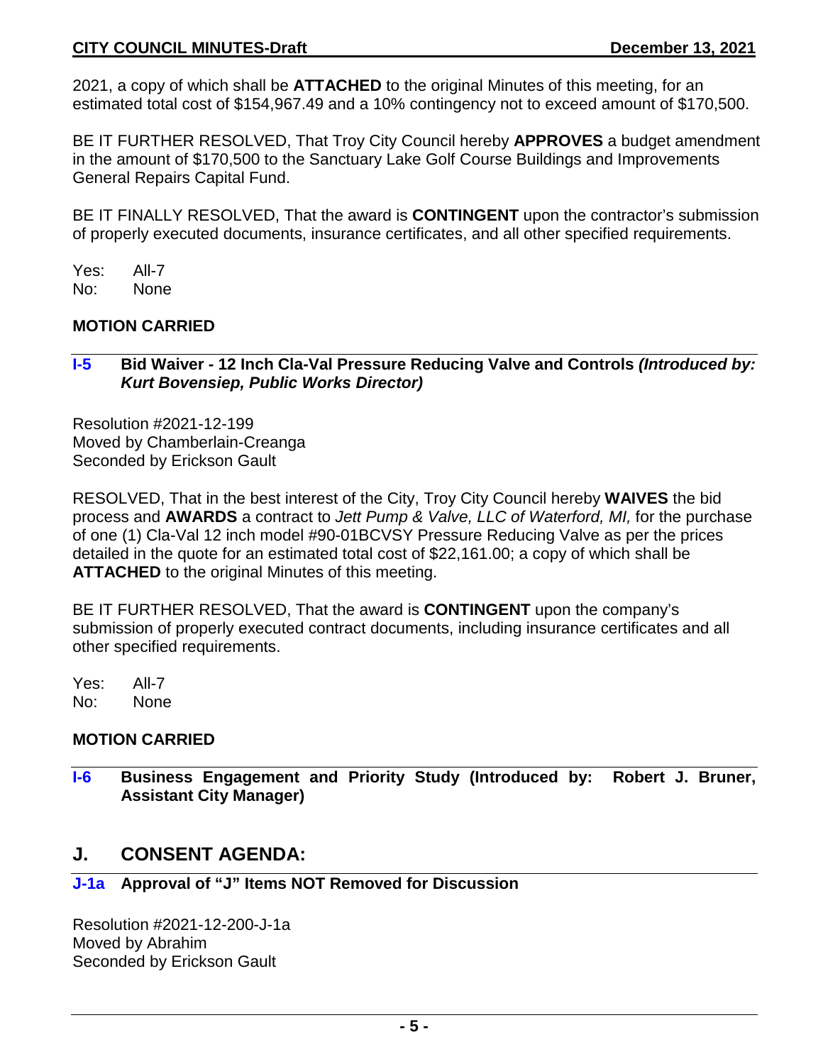2021, a copy of which shall be **ATTACHED** to the original Minutes of this meeting, for an estimated total cost of $154,967.49 and a 10% contingency not to exceed amount of $170,500.

BE IT FURTHER RESOLVED, That Troy City Council hereby **APPROVES** a budget amendment in the amount of $170,500 to the Sanctuary Lake Golf Course Buildings and Improvements General Repairs Capital Fund.

BE IT FINALLY RESOLVED, That the award is **CONTINGENT** upon the contractor's submission of properly executed documents, insurance certificates, and all other specified requirements.

Yes: All-7
No: None

**MOTION CARRIED**

**I-5 Bid Waiver - 12 Inch Cla-Val Pressure Reducing Valve and Controls *(Introduced by: Kurt Bovensiep, Public Works Director)***

Resolution #2021-12-199
Moved by Chamberlain-Creanga
Seconded by Erickson Gault

RESOLVED, That in the best interest of the City, Troy City Council hereby **WAIVES** the bid process and **AWARDS** a contract to *Jett Pump & Valve, LLC of Waterford, MI,* for the purchase of one (1) Cla-Val 12 inch model #90-01BCVSY Pressure Reducing Valve as per the prices detailed in the quote for an estimated total cost of $22,161.00; a copy of which shall be **ATTACHED** to the original Minutes of this meeting.

BE IT FURTHER RESOLVED, That the award is **CONTINGENT** upon the company's submission of properly executed contract documents, including insurance certificates and all other specified requirements.

Yes: All-7
No: None

**MOTION CARRIED**

**I-6 Business Engagement and Priority Study (Introduced by: Robert J. Bruner, Assistant City Manager)**

## J. CONSENT AGENDA:

**J-1a Approval of "J" Items NOT Removed for Discussion**

Resolution #2021-12-200-J-1a
Moved by Abrahim
Seconded by Erickson Gault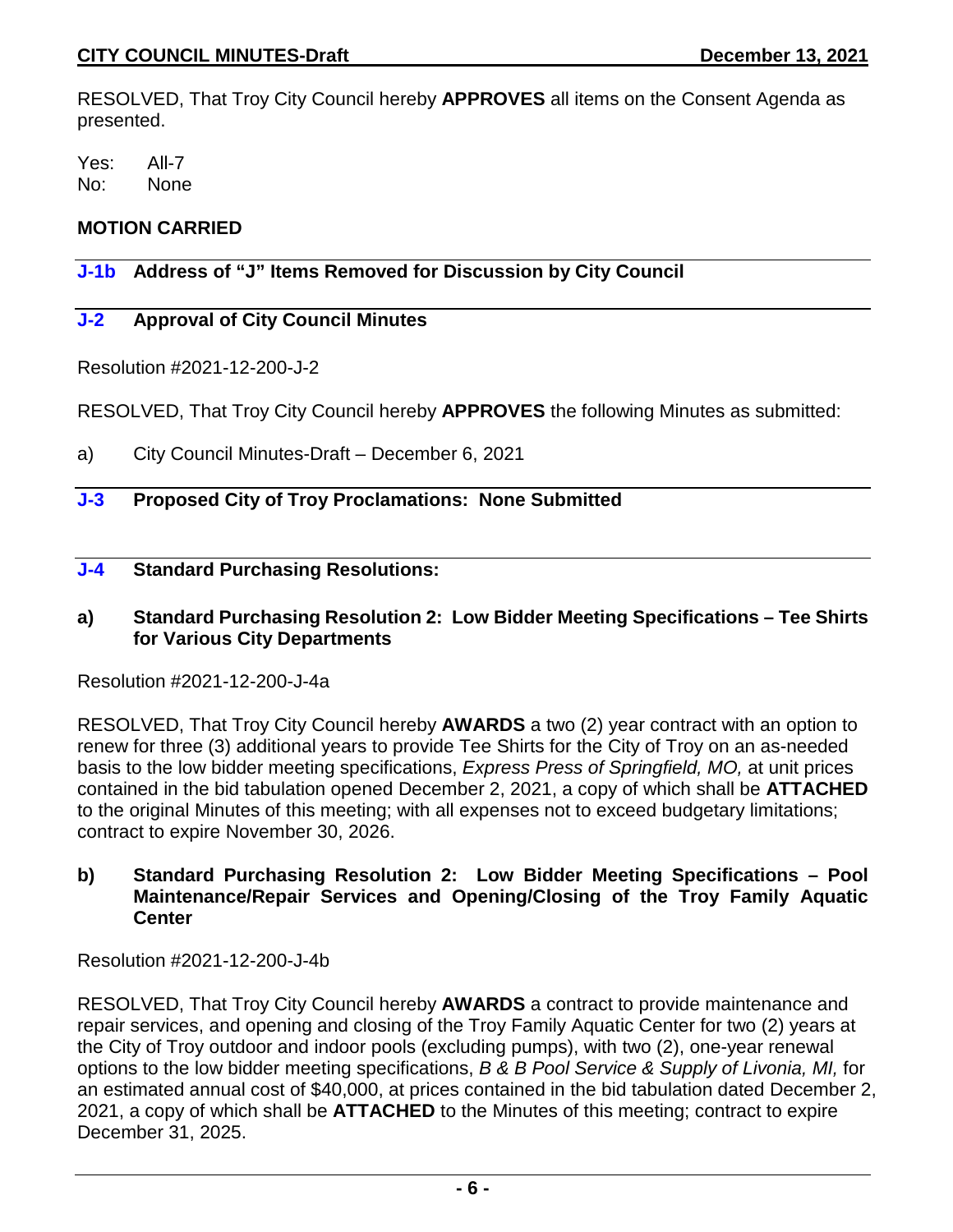RESOLVED, That Troy City Council hereby **APPROVES** all items on the Consent Agenda as presented.

Yes: All-7
No: None

**MOTION CARRIED**

### J-1b Address of "J" Items Removed for Discussion by City Council

### J-2 Approval of City Council Minutes

Resolution #2021-12-200-J-2

RESOLVED, That Troy City Council hereby **APPROVES** the following Minutes as submitted:

a) City Council Minutes-Draft – December 6, 2021

### J-3 Proposed City of Troy Proclamations: None Submitted

### J-4 Standard Purchasing Resolutions:

**a) Standard Purchasing Resolution 2: Low Bidder Meeting Specifications – Tee Shirts for Various City Departments**

Resolution #2021-12-200-J-4a

RESOLVED, That Troy City Council hereby **AWARDS** a two (2) year contract with an option to renew for three (3) additional years to provide Tee Shirts for the City of Troy on an as-needed basis to the low bidder meeting specifications, *Express Press of Springfield, MO,* at unit prices contained in the bid tabulation opened December 2, 2021, a copy of which shall be **ATTACHED** to the original Minutes of this meeting; with all expenses not to exceed budgetary limitations; contract to expire November 30, 2026.

**b) Standard Purchasing Resolution 2: Low Bidder Meeting Specifications – Pool Maintenance/Repair Services and Opening/Closing of the Troy Family Aquatic Center**

Resolution #2021-12-200-J-4b

RESOLVED, That Troy City Council hereby **AWARDS** a contract to provide maintenance and repair services, and opening and closing of the Troy Family Aquatic Center for two (2) years at the City of Troy outdoor and indoor pools (excluding pumps), with two (2), one-year renewal options to the low bidder meeting specifications, *B & B Pool Service & Supply of Livonia, MI,* for an estimated annual cost of $40,000, at prices contained in the bid tabulation dated December 2, 2021, a copy of which shall be **ATTACHED** to the Minutes of this meeting; contract to expire December 31, 2025.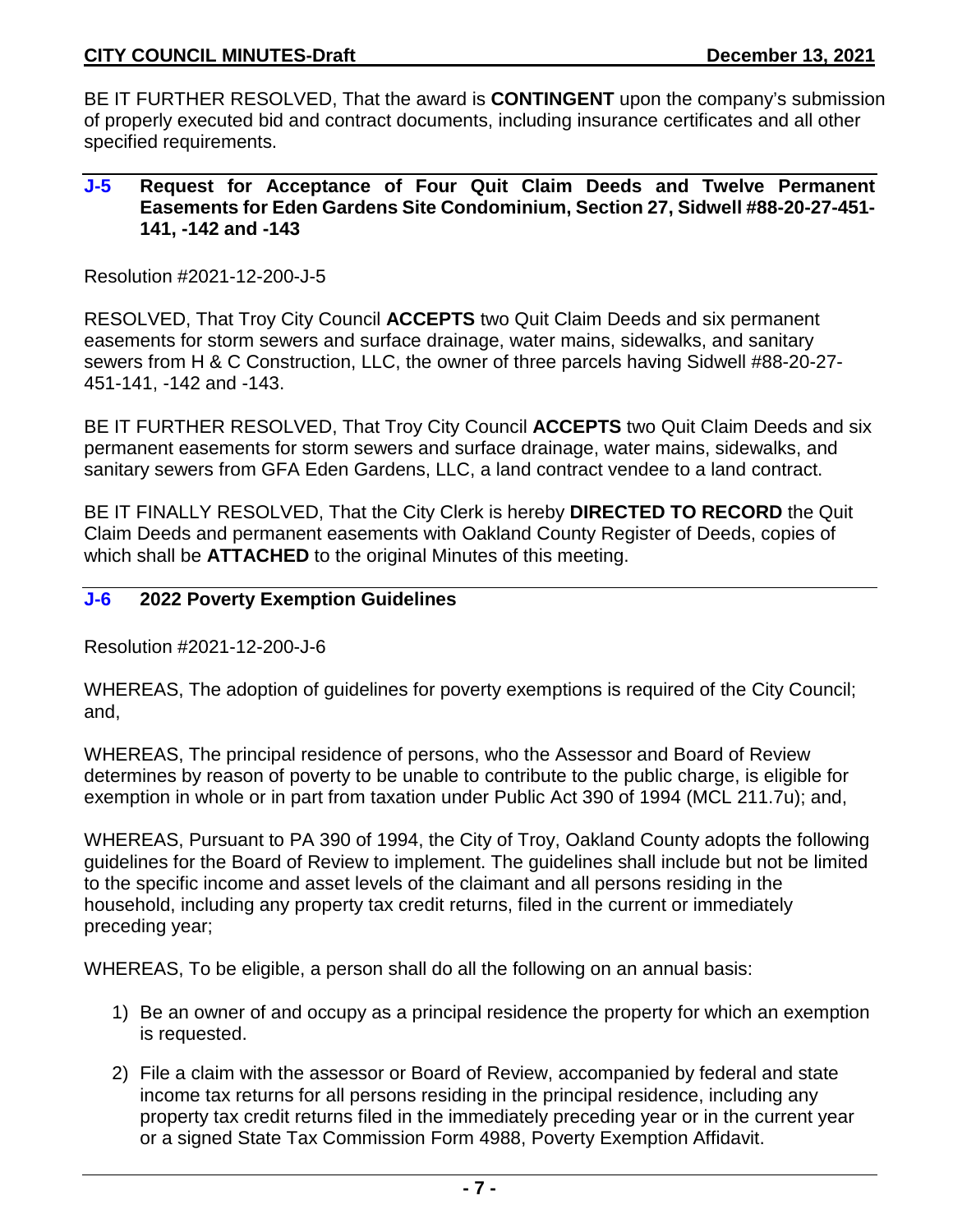BE IT FURTHER RESOLVED, That the award is **CONTINGENT** upon the company's submission of properly executed bid and contract documents, including insurance certificates and all other specified requirements.

### J-5 Request for Acceptance of Four Quit Claim Deeds and Twelve Permanent Easements for Eden Gardens Site Condominium, Section 27, Sidwell #88-20-27-451-141, -142 and -143

Resolution #2021-12-200-J-5

RESOLVED, That Troy City Council **ACCEPTS** two Quit Claim Deeds and six permanent easements for storm sewers and surface drainage, water mains, sidewalks, and sanitary sewers from H & C Construction, LLC, the owner of three parcels having Sidwell #88-20-27-451-141, -142 and -143.

BE IT FURTHER RESOLVED, That Troy City Council **ACCEPTS** two Quit Claim Deeds and six permanent easements for storm sewers and surface drainage, water mains, sidewalks, and sanitary sewers from GFA Eden Gardens, LLC, a land contract vendee to a land contract.

BE IT FINALLY RESOLVED, That the City Clerk is hereby **DIRECTED TO RECORD** the Quit Claim Deeds and permanent easements with Oakland County Register of Deeds, copies of which shall be **ATTACHED** to the original Minutes of this meeting.

### J-6 2022 Poverty Exemption Guidelines

Resolution #2021-12-200-J-6

WHEREAS, The adoption of guidelines for poverty exemptions is required of the City Council; and,

WHEREAS, The principal residence of persons, who the Assessor and Board of Review determines by reason of poverty to be unable to contribute to the public charge, is eligible for exemption in whole or in part from taxation under Public Act 390 of 1994 (MCL 211.7u); and,

WHEREAS, Pursuant to PA 390 of 1994, the City of Troy, Oakland County adopts the following guidelines for the Board of Review to implement. The guidelines shall include but not be limited to the specific income and asset levels of the claimant and all persons residing in the household, including any property tax credit returns, filed in the current or immediately preceding year;

WHEREAS, To be eligible, a person shall do all the following on an annual basis:

1) Be an owner of and occupy as a principal residence the property for which an exemption is requested.
2) File a claim with the assessor or Board of Review, accompanied by federal and state income tax returns for all persons residing in the principal residence, including any property tax credit returns filed in the immediately preceding year or in the current year or a signed State Tax Commission Form 4988, Poverty Exemption Affidavit.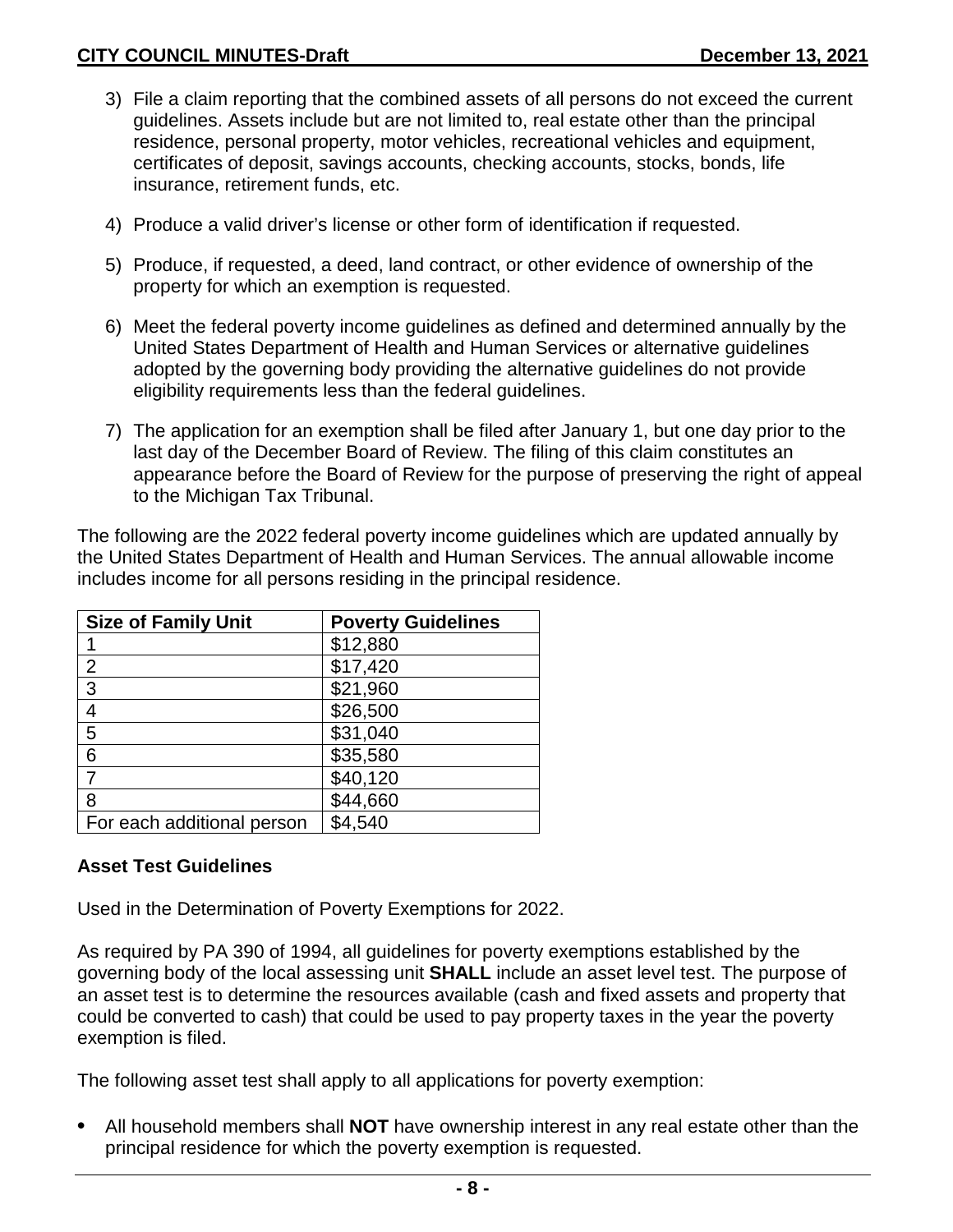3) File a claim reporting that the combined assets of all persons do not exceed the current guidelines. Assets include but are not limited to, real estate other than the principal residence, personal property, motor vehicles, recreational vehicles and equipment, certificates of deposit, savings accounts, checking accounts, stocks, bonds, life insurance, retirement funds, etc.

4) Produce a valid driver's license or other form of identification if requested.

5) Produce, if requested, a deed, land contract, or other evidence of ownership of the property for which an exemption is requested.

6) Meet the federal poverty income guidelines as defined and determined annually by the United States Department of Health and Human Services or alternative guidelines adopted by the governing body providing the alternative guidelines do not provide eligibility requirements less than the federal guidelines.

7) The application for an exemption shall be filed after January 1, but one day prior to the last day of the December Board of Review. The filing of this claim constitutes an appearance before the Board of Review for the purpose of preserving the right of appeal to the Michigan Tax Tribunal.

The following are the 2022 federal poverty income guidelines which are updated annually by the United States Department of Health and Human Services. The annual allowable income includes income for all persons residing in the principal residence.

| Size of Family Unit | Poverty Guidelines |
|---|---|
| 1 | $12,880 |
| 2 | $17,420 |
| 3 | $21,960 |
| 4 | $26,500 |
| 5 | $31,040 |
| 6 | $35,580 |
| 7 | $40,120 |
| 8 | $44,660 |
| For each additional person | $4,540 |

**Asset Test Guidelines**

Used in the Determination of Poverty Exemptions for 2022.

As required by PA 390 of 1994, all guidelines for poverty exemptions established by the governing body of the local assessing unit **SHALL** include an asset level test. The purpose of an asset test is to determine the resources available (cash and fixed assets and property that could be converted to cash) that could be used to pay property taxes in the year the poverty exemption is filed.

The following asset test shall apply to all applications for poverty exemption:

- All household members shall **NOT** have ownership interest in any real estate other than the principal residence for which the poverty exemption is requested.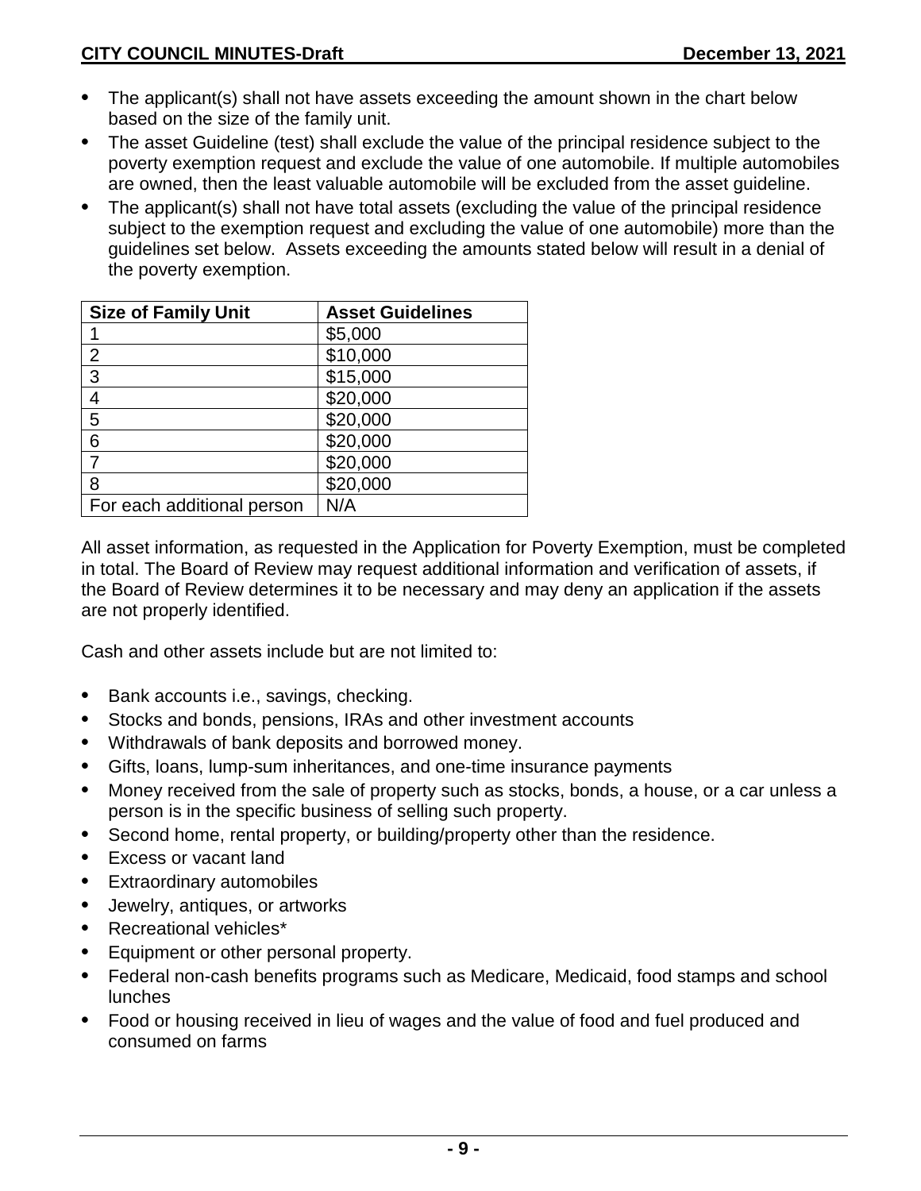- The applicant(s) shall not have assets exceeding the amount shown in the chart below based on the size of the family unit.
- The asset Guideline (test) shall exclude the value of the principal residence subject to the poverty exemption request and exclude the value of one automobile. If multiple automobiles are owned, then the least valuable automobile will be excluded from the asset guideline.
- The applicant(s) shall not have total assets (excluding the value of the principal residence subject to the exemption request and excluding the value of one automobile) more than the guidelines set below. Assets exceeding the amounts stated below will result in a denial of the poverty exemption.

| Size of Family Unit | Asset Guidelines |
|---|---|
| 1 | $5,000 |
| 2 | $10,000 |
| 3 | $15,000 |
| 4 | $20,000 |
| 5 | $20,000 |
| 6 | $20,000 |
| 7 | $20,000 |
| 8 | $20,000 |
| For each additional person | N/A |

All asset information, as requested in the Application for Poverty Exemption, must be completed in total. The Board of Review may request additional information and verification of assets, if the Board of Review determines it to be necessary and may deny an application if the assets are not properly identified.

Cash and other assets include but are not limited to:

- Bank accounts i.e., savings, checking.
- Stocks and bonds, pensions, IRAs and other investment accounts
- Withdrawals of bank deposits and borrowed money.
- Gifts, loans, lump-sum inheritances, and one-time insurance payments
- Money received from the sale of property such as stocks, bonds, a house, or a car unless a person is in the specific business of selling such property.
- Second home, rental property, or building/property other than the residence.
- Excess or vacant land
- Extraordinary automobiles
- Jewelry, antiques, or artworks
- Recreational vehicles*
- Equipment or other personal property.
- Federal non-cash benefits programs such as Medicare, Medicaid, food stamps and school lunches
- Food or housing received in lieu of wages and the value of food and fuel produced and consumed on farms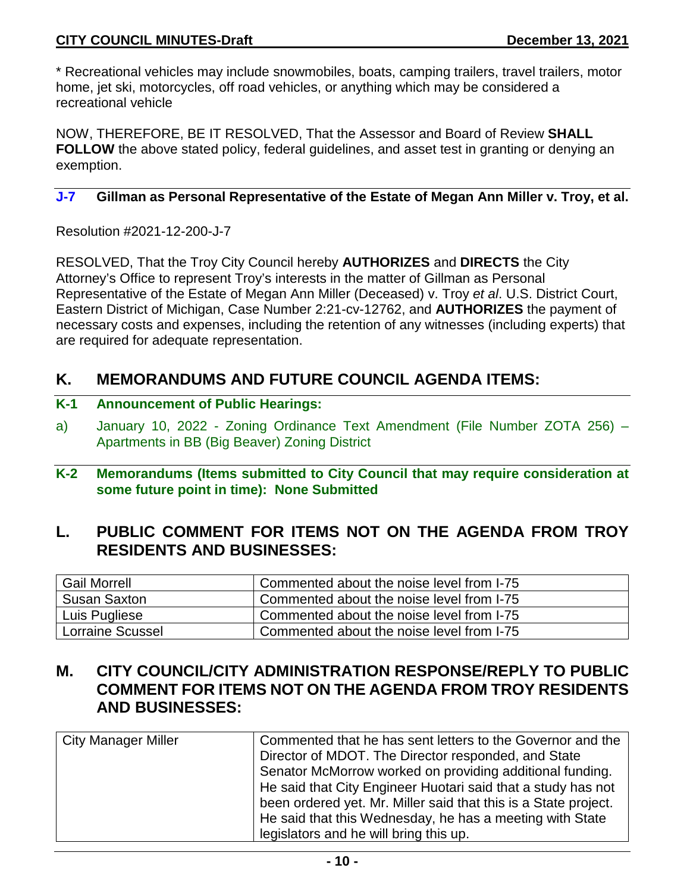\* Recreational vehicles may include snowmobiles, boats, camping trailers, travel trailers, motor home, jet ski, motorcycles, off road vehicles, or anything which may be considered a recreational vehicle

NOW, THEREFORE, BE IT RESOLVED, That the Assessor and Board of Review **SHALL FOLLOW** the above stated policy, federal guidelines, and asset test in granting or denying an exemption.

### J-7 Gillman as Personal Representative of the Estate of Megan Ann Miller v. Troy, et al.

Resolution #2021-12-200-J-7

RESOLVED, That the Troy City Council hereby **AUTHORIZES** and **DIRECTS** the City Attorney's Office to represent Troy's interests in the matter of Gillman as Personal Representative of the Estate of Megan Ann Miller (Deceased) v. Troy *et al*. U.S. District Court, Eastern District of Michigan, Case Number 2:21-cv-12762, and **AUTHORIZES** the payment of necessary costs and expenses, including the retention of any witnesses (including experts) that are required for adequate representation.

## K. MEMORANDUMS AND FUTURE COUNCIL AGENDA ITEMS:

### K-1 Announcement of Public Hearings:

a) January 10, 2022 - Zoning Ordinance Text Amendment (File Number ZOTA 256) – Apartments in BB (Big Beaver) Zoning District

### K-2 Memorandums (Items submitted to City Council that may require consideration at some future point in time): None Submitted

## L. PUBLIC COMMENT FOR ITEMS NOT ON THE AGENDA FROM TROY RESIDENTS AND BUSINESSES:

| | |
|---|---|
| Gail Morrell | Commented about the noise level from I-75 |
| Susan Saxton | Commented about the noise level from I-75 |
| Luis Pugliese | Commented about the noise level from I-75 |
| Lorraine Scussel | Commented about the noise level from I-75 |

## M. CITY COUNCIL/CITY ADMINISTRATION RESPONSE/REPLY TO PUBLIC COMMENT FOR ITEMS NOT ON THE AGENDA FROM TROY RESIDENTS AND BUSINESSES:

| | |
|---|---|
| City Manager Miller | Commented that he has sent letters to the Governor and the Director of MDOT. The Director responded, and State Senator McMorrow worked on providing additional funding. He said that City Engineer Huotari said that a study has not been ordered yet. Mr. Miller said that this is a State project. He said that this Wednesday, he has a meeting with State legislators and he will bring this up. |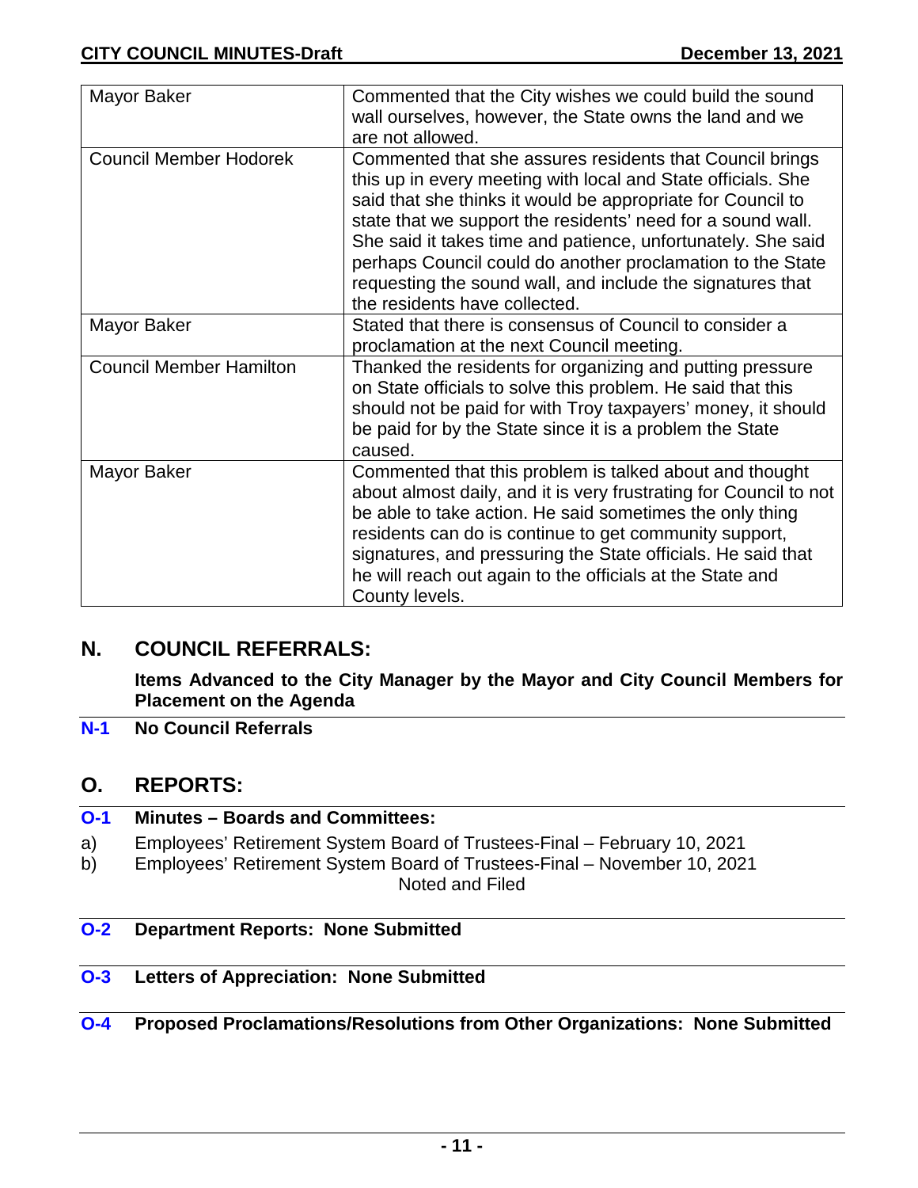| | |
|---|---|
| Mayor Baker | Commented that the City wishes we could build the sound wall ourselves, however, the State owns the land and we are not allowed. |
| Council Member Hodorek | Commented that she assures residents that Council brings this up in every meeting with local and State officials. She said that she thinks it would be appropriate for Council to state that we support the residents' need for a sound wall. She said it takes time and patience, unfortunately. She said perhaps Council could do another proclamation to the State requesting the sound wall, and include the signatures that the residents have collected. |
| Mayor Baker | Stated that there is consensus of Council to consider a proclamation at the next Council meeting. |
| Council Member Hamilton | Thanked the residents for organizing and putting pressure on State officials to solve this problem. He said that this should not be paid for with Troy taxpayers' money, it should be paid for by the State since it is a problem the State caused. |
| Mayor Baker | Commented that this problem is talked about and thought about almost daily, and it is very frustrating for Council to not be able to take action. He said sometimes the only thing residents can do is continue to get community support, signatures, and pressuring the State officials. He said that he will reach out again to the officials at the State and County levels. |

## N. COUNCIL REFERRALS:

**Items Advanced to the City Manager by the Mayor and City Council Members for Placement on the Agenda**

**N-1 No Council Referrals**

## O. REPORTS:

**O-1 Minutes – Boards and Committees:**

a) Employees' Retirement System Board of Trustees-Final – February 10, 2021
b) Employees' Retirement System Board of Trustees-Final – November 10, 2021

Noted and Filed

**O-2 Department Reports: None Submitted**

**O-3 Letters of Appreciation: None Submitted**

**O-4 Proposed Proclamations/Resolutions from Other Organizations: None Submitted**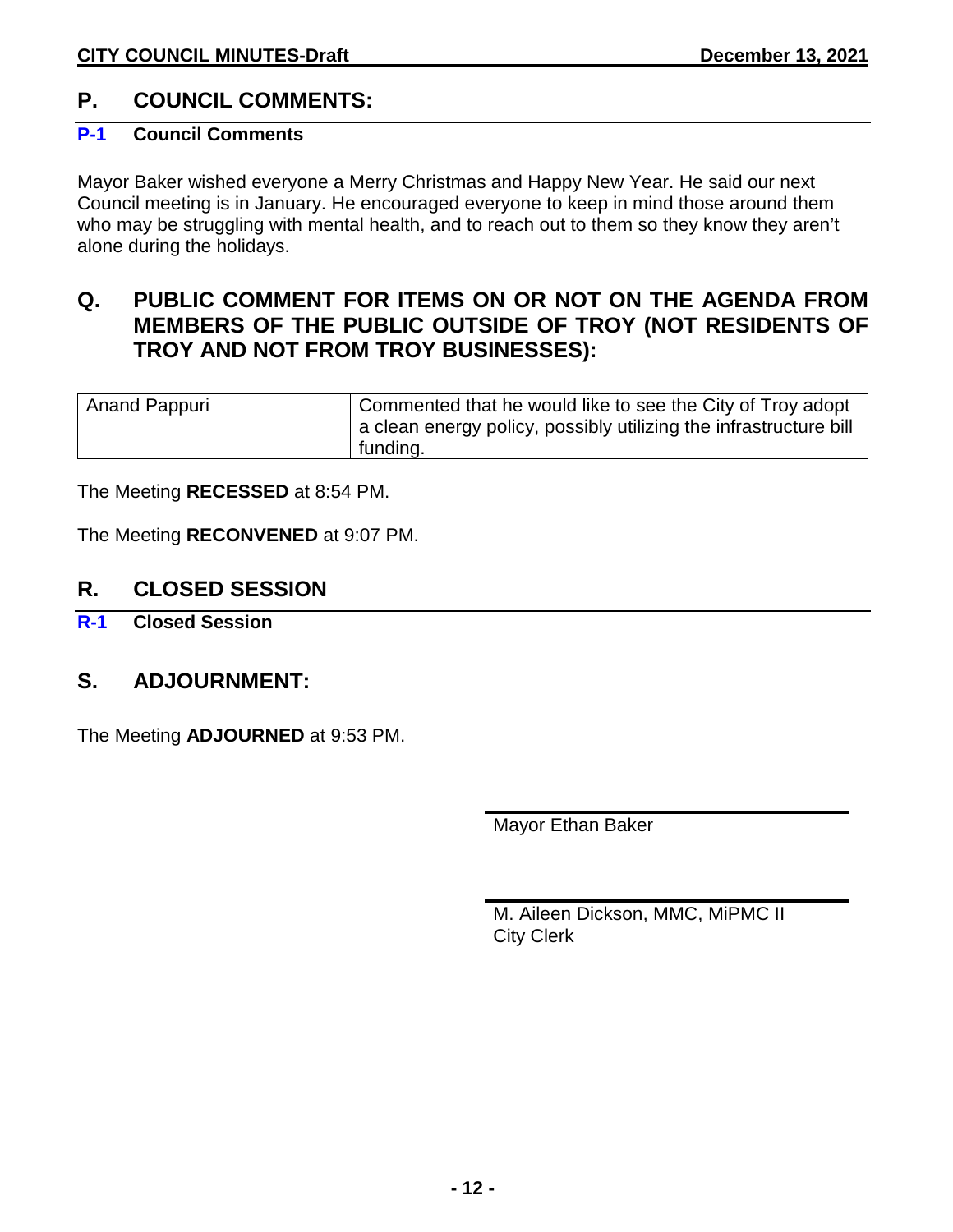## P. COUNCIL COMMENTS:

### P-1 Council Comments

Mayor Baker wished everyone a Merry Christmas and Happy New Year. He said our next Council meeting is in January. He encouraged everyone to keep in mind those around them who may be struggling with mental health, and to reach out to them so they know they aren't alone during the holidays.

## Q. PUBLIC COMMENT FOR ITEMS ON OR NOT ON THE AGENDA FROM MEMBERS OF THE PUBLIC OUTSIDE OF TROY (NOT RESIDENTS OF TROY AND NOT FROM TROY BUSINESSES):

| Anand Pappuri | Commented that he would like to see the City of Troy adopt a clean energy policy, possibly utilizing the infrastructure bill funding. |
|---|---|

The Meeting **RECESSED** at 8:54 PM.

The Meeting **RECONVENED** at 9:07 PM.

## R. CLOSED SESSION

### R-1 Closed Session

## S. ADJOURNMENT:

The Meeting **ADJOURNED** at 9:53 PM.

Mayor Ethan Baker

M. Aileen Dickson, MMC, MiPMC II
City Clerk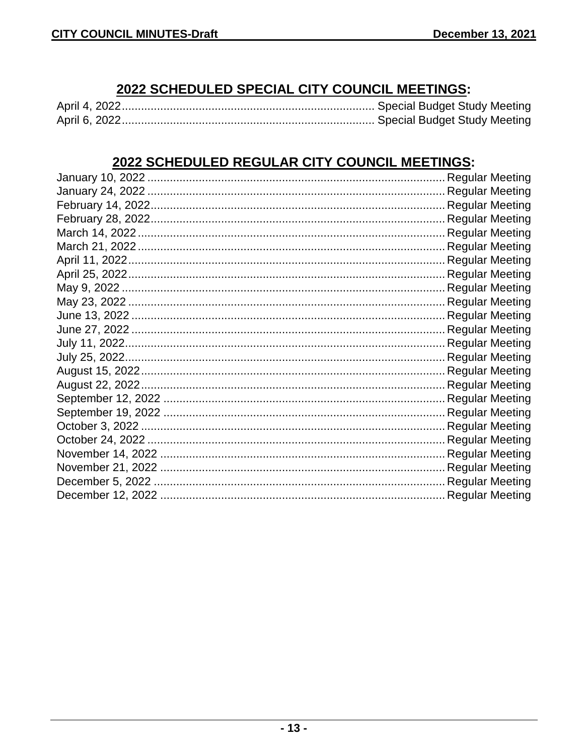## 2022 SCHEDULED SPECIAL CITY COUNCIL MEETINGS:

April 4, 2022 .......... Special Budget Study Meeting
April 6, 2022 .......... Special Budget Study Meeting

## 2022 SCHEDULED REGULAR CITY COUNCIL MEETINGS:

January 10, 2022 .......... Regular Meeting
January 24, 2022 .......... Regular Meeting
February 14, 2022 .......... Regular Meeting
February 28, 2022 .......... Regular Meeting
March 14, 2022 .......... Regular Meeting
March 21, 2022 .......... Regular Meeting
April 11, 2022 .......... Regular Meeting
April 25, 2022 .......... Regular Meeting
May 9, 2022 .......... Regular Meeting
May 23, 2022 .......... Regular Meeting
June 13, 2022 .......... Regular Meeting
June 27, 2022 .......... Regular Meeting
July 11, 2022 .......... Regular Meeting
July 25, 2022 .......... Regular Meeting
August 15, 2022 .......... Regular Meeting
August 22, 2022 .......... Regular Meeting
September 12, 2022 .......... Regular Meeting
September 19, 2022 .......... Regular Meeting
October 3, 2022 .......... Regular Meeting
October 24, 2022 .......... Regular Meeting
November 14, 2022 .......... Regular Meeting
November 21, 2022 .......... Regular Meeting
December 5, 2022 .......... Regular Meeting
December 12, 2022 .......... Regular Meeting